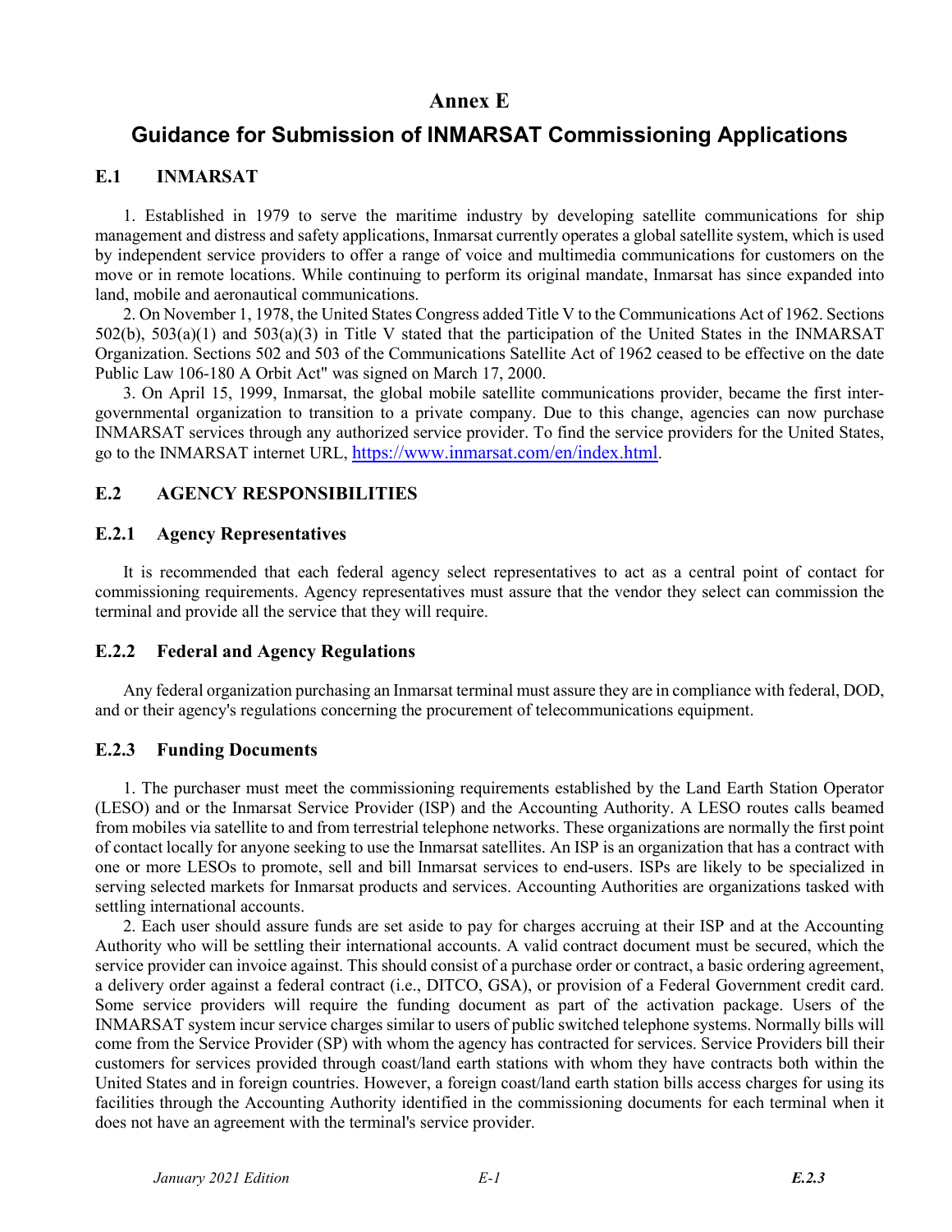# Annex E

# Guidance for Submission of INMARSAT Commissioning Applications

## E.1 INMARSAT

1. Established in 1979 to serve the maritime industry by developing satellite communications for ship management and distress and safety applications, Inmarsat currently operates a global satellite system, which is used by independent service providers to offer a range of voice and multimedia communications for customers on the move or in remote locations. While continuing to perform its original mandate, Inmarsat has since expanded into land, mobile and aeronautical communications.

2. On November 1, 1978, the United States Congress added Title V to the Communications Act of 1962. Sections 502(b), 503(a)(1) and 503(a)(3) in Title V stated that the participation of the United States in the INMARSAT Organization. Sections 502 and 503 of the Communications Satellite Act of 1962 ceased to be effective on the date Public Law 106-180 A Orbit Act" was signed on March 17, 2000.

3. On April 15, 1999, Inmarsat, the global mobile satellite communications provider, became the first inter-governmental organization to transition to a private company. Due to this change, agencies can now purchase INMARSAT services through any authorized service provider. To find the service providers for the United States, go to the INMARSAT internet URL, https://www.inmarsat.com/en/index.html.

## E.2 AGENCY RESPONSIBILITIES

### E.2.1 Agency Representatives

It is recommended that each federal agency select representatives to act as a central point of contact for commissioning requirements. Agency representatives must assure that the vendor they select can commission the terminal and provide all the service that they will require.

### E.2.2 Federal and Agency Regulations

Any federal organization purchasing an Inmarsat terminal must assure they are in compliance with federal, DOD, and or their agency's regulations concerning the procurement of telecommunications equipment.

### E.2.3 Funding Documents

1. The purchaser must meet the commissioning requirements established by the Land Earth Station Operator (LESO) and or the Inmarsat Service Provider (ISP) and the Accounting Authority. A LESO routes calls beamed from mobiles via satellite to and from terrestrial telephone networks. These organizations are normally the first point of contact locally for anyone seeking to use the Inmarsat satellites. An ISP is an organization that has a contract with one or more LESOs to promote, sell and bill Inmarsat services to end-users. ISPs are likely to be specialized in serving selected markets for Inmarsat products and services. Accounting Authorities are organizations tasked with settling international accounts.

2. Each user should assure funds are set aside to pay for charges accruing at their ISP and at the Accounting Authority who will be settling their international accounts. A valid contract document must be secured, which the service provider can invoice against. This should consist of a purchase order or contract, a basic ordering agreement, a delivery order against a federal contract (i.e., DITCO, GSA), or provision of a Federal Government credit card. Some service providers will require the funding document as part of the activation package. Users of the INMARSAT system incur service charges similar to users of public switched telephone systems. Normally bills will come from the Service Provider (SP) with whom the agency has contracted for services. Service Providers bill their customers for services provided through coast/land earth stations with whom they have contracts both within the United States and in foreign countries. However, a foreign coast/land earth station bills access charges for using its facilities through the Accounting Authority identified in the commissioning documents for each terminal when it does not have an agreement with the terminal's service provider.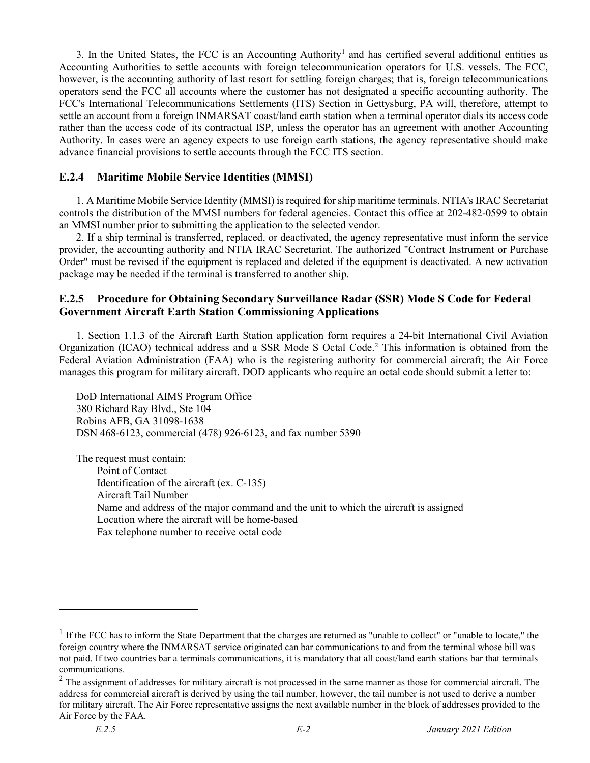3. In the United States, the FCC is an Accounting Authority[1] and has certified several additional entities as Accounting Authorities to settle accounts with foreign telecommunication operators for U.S. vessels. The FCC, however, is the accounting authority of last resort for settling foreign charges; that is, foreign telecommunications operators send the FCC all accounts where the customer has not designated a specific accounting authority. The FCC's International Telecommunications Settlements (ITS) Section in Gettysburg, PA will, therefore, attempt to settle an account from a foreign INMARSAT coast/land earth station when a terminal operator dials its access code rather than the access code of its contractual ISP, unless the operator has an agreement with another Accounting Authority. In cases were an agency expects to use foreign earth stations, the agency representative should make advance financial provisions to settle accounts through the FCC ITS section.

### E.2.4 Maritime Mobile Service Identities (MMSI)

1. A Maritime Mobile Service Identity (MMSI) is required for ship maritime terminals. NTIA's IRAC Secretariat controls the distribution of the MMSI numbers for federal agencies. Contact this office at 202-482-0599 to obtain an MMSI number prior to submitting the application to the selected vendor.

2. If a ship terminal is transferred, replaced, or deactivated, the agency representative must inform the service provider, the accounting authority and NTIA IRAC Secretariat. The authorized "Contract Instrument or Purchase Order" must be revised if the equipment is replaced and deleted if the equipment is deactivated. A new activation package may be needed if the terminal is transferred to another ship.

### E.2.5 Procedure for Obtaining Secondary Surveillance Radar (SSR) Mode S Code for Federal Government Aircraft Earth Station Commissioning Applications

1. Section 1.1.3 of the Aircraft Earth Station application form requires a 24-bit International Civil Aviation Organization (ICAO) technical address and a SSR Mode S Octal Code.[2] This information is obtained from the Federal Aviation Administration (FAA) who is the registering authority for commercial aircraft; the Air Force manages this program for military aircraft. DOD applicants who require an octal code should submit a letter to:

DoD International AIMS Program Office
380 Richard Ray Blvd., Ste 104
Robins AFB, GA 31098-1638
DSN 468-6123, commercial (478) 926-6123, and fax number 5390

The request must contain:

- Point of Contact
- Identification of the aircraft (ex. C-135)
- Aircraft Tail Number
- Name and address of the major command and the unit to which the aircraft is assigned
- Location where the aircraft will be home-based
- Fax telephone number to receive octal code

---

[1] If the FCC has to inform the State Department that the charges are returned as "unable to collect" or "unable to locate," the foreign country where the INMARSAT service originated can bar communications to and from the terminal whose bill was not paid. If two countries bar a terminals communications, it is mandatory that all coast/land earth stations bar that terminals communications.

[2] The assignment of addresses for military aircraft is not processed in the same manner as those for commercial aircraft. The address for commercial aircraft is derived by using the tail number, however, the tail number is not used to derive a number for military aircraft. The Air Force representative assigns the next available number in the block of addresses provided to the Air Force by the FAA.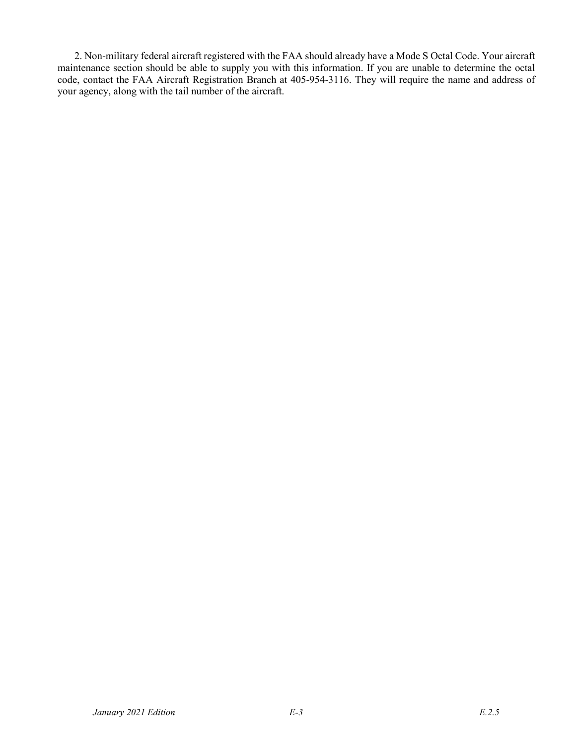2. Non-military federal aircraft registered with the FAA should already have a Mode S Octal Code. Your aircraft maintenance section should be able to supply you with this information. If you are unable to determine the octal code, contact the FAA Aircraft Registration Branch at 405-954-3116. They will require the name and address of your agency, along with the tail number of the aircraft.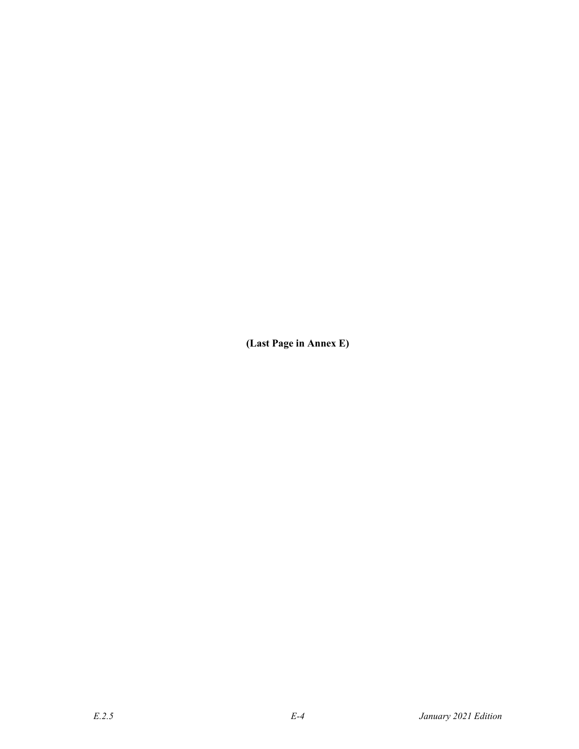**(Last Page in Annex E)**